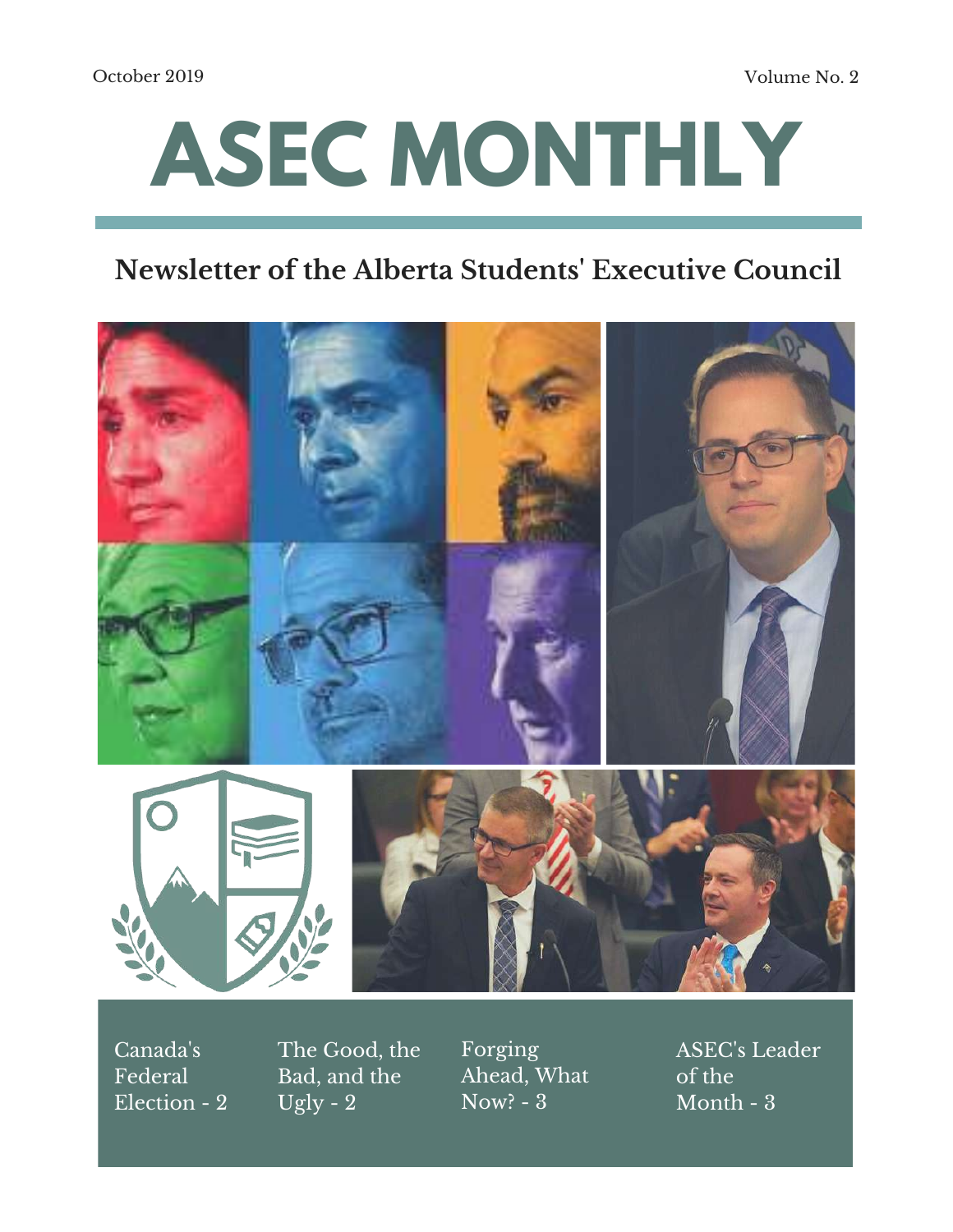October 2019

Volume No. 2

# ASEC MONTHLY

## Newsletter of the Alberta Students' Executive Council

- Canada's Federal Election - 2
- The Good, the Bad, and the Ugly - 2
- Forging Ahead, What Now? - 3
- ASEC's Leader of the Month - 3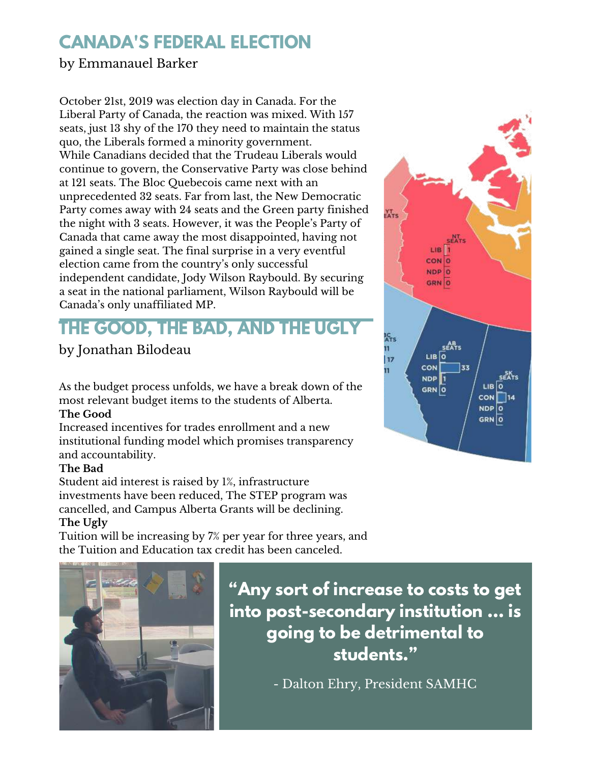# CANADA'S FEDERAL ELECTION

by Emmanauel Barker

October 21st, 2019 was election day in Canada. For the Liberal Party of Canada, the reaction was mixed. With 157 seats, just 13 shy of the 170 they need to maintain the status quo, the Liberals formed a minority government. While Canadians decided that the Trudeau Liberals would continue to govern, the Conservative Party was close behind at 121 seats. The Bloc Quebecois came next with an unprecedented 32 seats. Far from last, the New Democratic Party comes away with 24 seats and the Green party finished the night with 3 seats. However, it was the People's Party of Canada that came away the most disappointed, having not gained a single seat. The final surprise in a very eventful election came from the country's only successful independent candidate, Jody Wilson Raybould. By securing a seat in the national parliament, Wilson Raybould will be Canada's only unaffiliated MP.

# THE GOOD, THE BAD, AND THE UGLY

by Jonathan Bilodeau

As the budget process unfolds, we have a break down of the most relevant budget items to the students of Alberta.

**The Good**

Increased incentives for trades enrollment and a new institutional funding model which promises transparency and accountability.

**The Bad**

Student aid interest is raised by 1%, infrastructure investments have been reduced, The STEP program was cancelled, and Campus Alberta Grants will be declining.

**The Ugly**

Tuition will be increasing by 7% per year for three years, and the Tuition and Education tax credit has been canceled.

**"Any sort of increase to costs to get into post-secondary institution ... is going to be detrimental to students."**

- Dalton Ehry, President SAMHC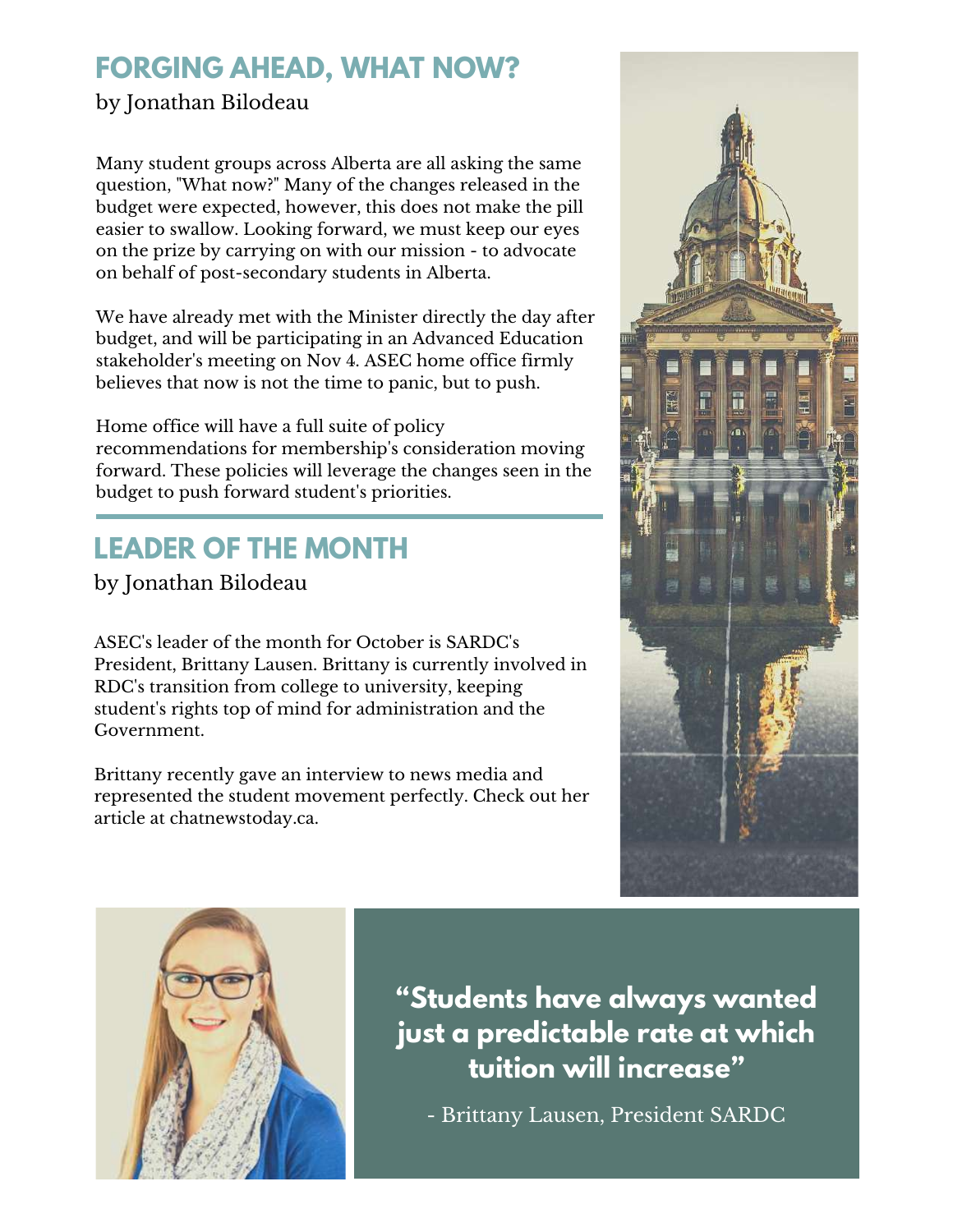## FORGING AHEAD, WHAT NOW?

by Jonathan Bilodeau

Many student groups across Alberta are all asking the same question, "What now?" Many of the changes released in the budget were expected, however, this does not make the pill easier to swallow. Looking forward, we must keep our eyes on the prize by carrying on with our mission - to advocate on behalf of post-secondary students in Alberta.

We have already met with the Minister directly the day after budget, and will be participating in an Advanced Education stakeholder's meeting on Nov 4. ASEC home office firmly believes that now is not the time to panic, but to push.

Home office will have a full suite of policy recommendations for membership's consideration moving forward. These policies will leverage the changes seen in the budget to push forward student's priorities.

## LEADER OF THE MONTH

by Jonathan Bilodeau

ASEC's leader of the month for October is SARDC's President, Brittany Lausen. Brittany is currently involved in RDC's transition from college to university, keeping student's rights top of mind for administration and the Government.

Brittany recently gave an interview to news media and represented the student movement perfectly. Check out her article at chatnewstoday.ca.

**"Students have always wanted just a predictable rate at which tuition will increase"**

- Brittany Lausen, President SARDC